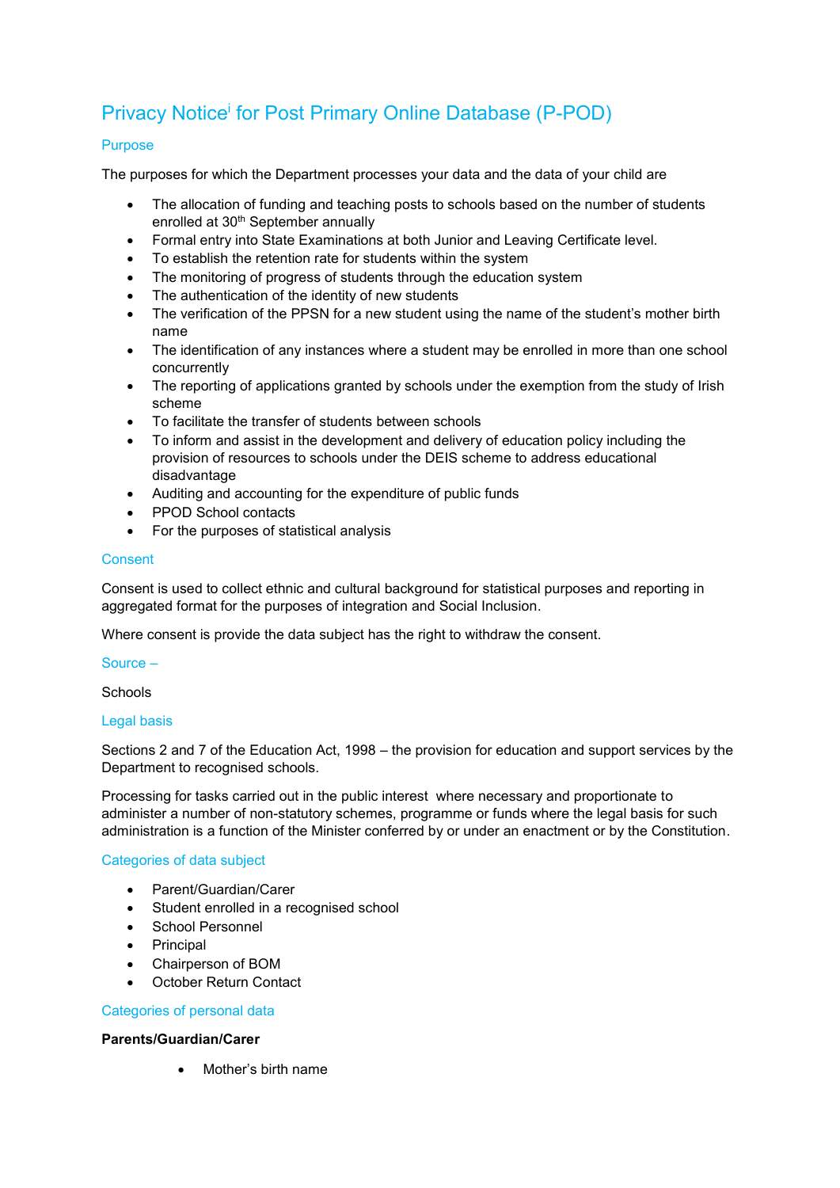# Privacy Notice[i] for Post Primary Online Database (P-POD)

## Purpose

The purposes for which the Department processes your data and the data of your child are

- The allocation of funding and teaching posts to schools based on the number of students enrolled at 30th September annually
- Formal entry into State Examinations at both Junior and Leaving Certificate level.
- To establish the retention rate for students within the system
- The monitoring of progress of students through the education system
- The authentication of the identity of new students
- The verification of the PPSN for a new student using the name of the student's mother birth name
- The identification of any instances where a student may be enrolled in more than one school concurrently
- The reporting of applications granted by schools under the exemption from the study of Irish scheme
- To facilitate the transfer of students between schools
- To inform and assist in the development and delivery of education policy including the provision of resources to schools under the DEIS scheme to address educational disadvantage
- Auditing and accounting for the expenditure of public funds
- PPOD School contacts
- For the purposes of statistical analysis

## Consent

Consent is used to collect ethnic and cultural background for statistical purposes and reporting in aggregated format for the purposes of integration and Social Inclusion.

Where consent is provide the data subject has the right to withdraw the consent.

## Source –

Schools

## Legal basis

Sections 2 and 7 of the Education Act, 1998 – the provision for education and support services by the Department to recognised schools.

Processing for tasks carried out in the public interest where necessary and proportionate to administer a number of non-statutory schemes, programme or funds where the legal basis for such administration is a function of the Minister conferred by or under an enactment or by the Constitution.

## Categories of data subject

- Parent/Guardian/Carer
- Student enrolled in a recognised school
- School Personnel
- Principal
- Chairperson of BOM
- October Return Contact

## Categories of personal data

**Parents/Guardian/Carer**

- Mother's birth name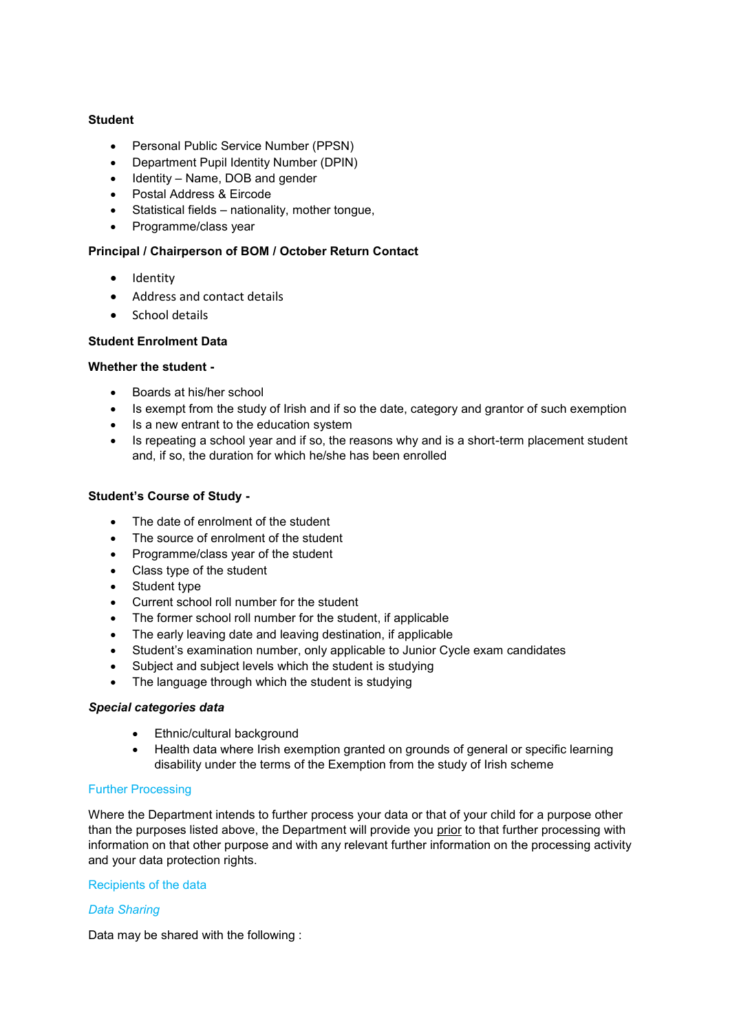**Student**

- Personal Public Service Number (PPSN)
- Department Pupil Identity Number (DPIN)
- Identity – Name, DOB and gender
- Postal Address & Eircode
- Statistical fields – nationality, mother tongue,
- Programme/class year

**Principal / Chairperson of BOM / October Return Contact**

- Identity
- Address and contact details
- School details

**Student Enrolment Data**

**Whether the student -**

- Boards at his/her school
- Is exempt from the study of Irish and if so the date, category and grantor of such exemption
- Is a new entrant to the education system
- Is repeating a school year and if so, the reasons why and is a short-term placement student and, if so, the duration for which he/she has been enrolled

**Student's Course of Study -**

- The date of enrolment of the student
- The source of enrolment of the student
- Programme/class year of the student
- Class type of the student
- Student type
- Current school roll number for the student
- The former school roll number for the student, if applicable
- The early leaving date and leaving destination, if applicable
- Student's examination number, only applicable to Junior Cycle exam candidates
- Subject and subject levels which the student is studying
- The language through which the student is studying

***Special categories data***

- Ethnic/cultural background
- Health data where Irish exemption granted on grounds of general or specific learning disability under the terms of the Exemption from the study of Irish scheme

## Further Processing

Where the Department intends to further process your data or that of your child for a purpose other than the purposes listed above, the Department will provide you prior to that further processing with information on that other purpose and with any relevant further information on the processing activity and your data protection rights.

## Recipients of the data

### *Data Sharing*

Data may be shared with the following :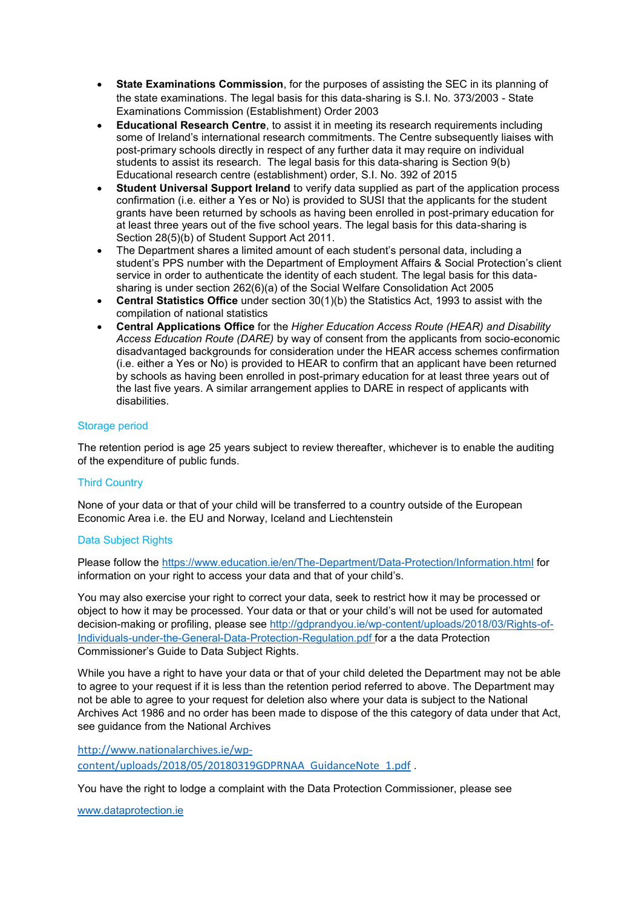- **State Examinations Commission**, for the purposes of assisting the SEC in its planning of the state examinations. The legal basis for this data-sharing is S.I. No. 373/2003 - State Examinations Commission (Establishment) Order 2003
- **Educational Research Centre**, to assist it in meeting its research requirements including some of Ireland's international research commitments. The Centre subsequently liaises with post-primary schools directly in respect of any further data it may require on individual students to assist its research. The legal basis for this data-sharing is Section 9(b) Educational research centre (establishment) order, S.I. No. 392 of 2015
- **Student Universal Support Ireland** to verify data supplied as part of the application process confirmation (i.e. either a Yes or No) is provided to SUSI that the applicants for the student grants have been returned by schools as having been enrolled in post-primary education for at least three years out of the five school years. The legal basis for this data-sharing is Section 28(5)(b) of Student Support Act 2011.
- The Department shares a limited amount of each student's personal data, including a student's PPS number with the Department of Employment Affairs & Social Protection's client service in order to authenticate the identity of each student. The legal basis for this data-sharing is under section 262(6)(a) of the Social Welfare Consolidation Act 2005
- **Central Statistics Office** under section 30(1)(b) the Statistics Act, 1993 to assist with the compilation of national statistics
- **Central Applications Office** for the *Higher Education Access Route (HEAR) and Disability Access Education Route (DARE)* by way of consent from the applicants from socio-economic disadvantaged backgrounds for consideration under the HEAR access schemes confirmation (i.e. either a Yes or No) is provided to HEAR to confirm that an applicant have been returned by schools as having been enrolled in post-primary education for at least three years out of the last five years. A similar arrangement applies to DARE in respect of applicants with disabilities.

## Storage period

The retention period is age 25 years subject to review thereafter, whichever is to enable the auditing of the expenditure of public funds.

## Third Country

None of your data or that of your child will be transferred to a country outside of the European Economic Area i.e. the EU and Norway, Iceland and Liechtenstein

## Data Subject Rights

Please follow the https://www.education.ie/en/The-Department/Data-Protection/Information.html for information on your right to access your data and that of your child's.

You may also exercise your right to correct your data, seek to restrict how it may be processed or object to how it may be processed. Your data or that or your child's will not be used for automated decision-making or profiling, please see http://gdprandyou.ie/wp-content/uploads/2018/03/Rights-of-Individuals-under-the-General-Data-Protection-Regulation.pdf for a the data Protection Commissioner's Guide to Data Subject Rights.

While you have a right to have your data or that of your child deleted the Department may not be able to agree to your request if it is less than the retention period referred to above. The Department may not be able to agree to your request for deletion also where your data is subject to the National Archives Act 1986 and no order has been made to dispose of the this category of data under that Act, see guidance from the National Archives

http://www.nationalarchives.ie/wp-content/uploads/2018/05/20180319GDPRNAA_GuidanceNote_1.pdf .

You have the right to lodge a complaint with the Data Protection Commissioner, please see

www.dataprotection.ie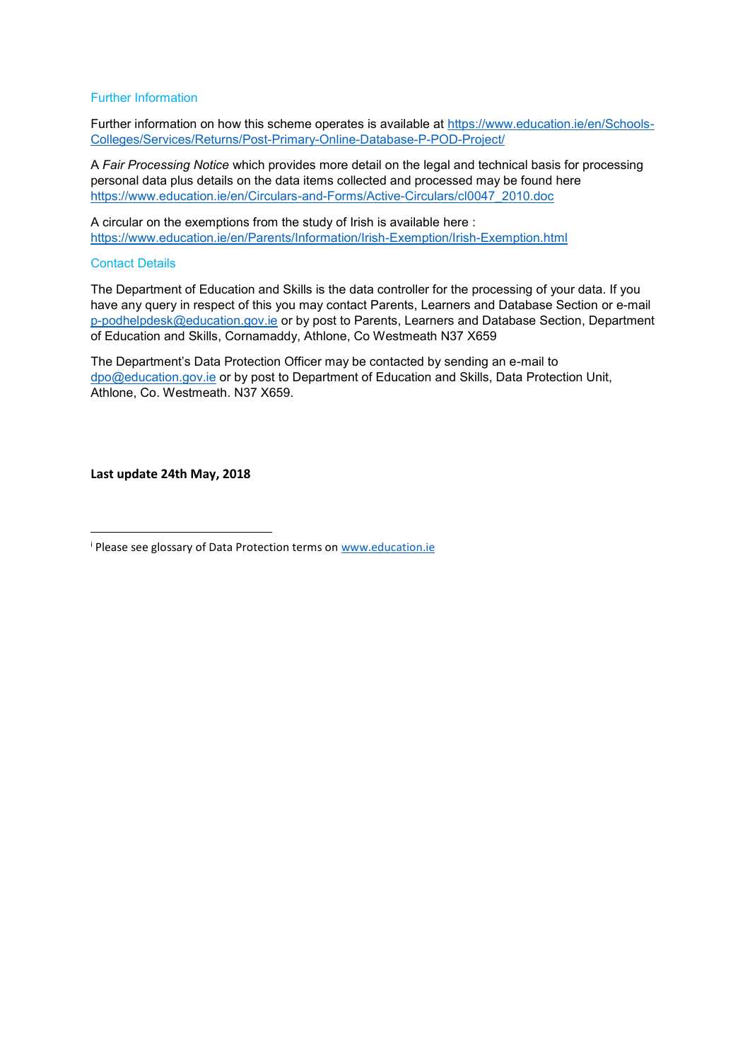## Further Information

Further information on how this scheme operates is available at https://www.education.ie/en/Schools-Colleges/Services/Returns/Post-Primary-Online-Database-P-POD-Project/

A *Fair Processing Notice* which provides more detail on the legal and technical basis for processing personal data plus details on the data items collected and processed may be found here https://www.education.ie/en/Circulars-and-Forms/Active-Circulars/cl0047_2010.doc

A circular on the exemptions from the study of Irish is available here : https://www.education.ie/en/Parents/Information/Irish-Exemption/Irish-Exemption.html

## Contact Details

The Department of Education and Skills is the data controller for the processing of your data. If you have any query in respect of this you may contact Parents, Learners and Database Section or e-mail p-podhelpdesk@education.gov.ie or by post to Parents, Learners and Database Section, Department of Education and Skills, Cornamaddy, Athlone, Co Westmeath N37 X659

The Department's Data Protection Officer may be contacted by sending an e-mail to dpo@education.gov.ie or by post to Department of Education and Skills, Data Protection Unit, Athlone, Co. Westmeath. N37 X659.

**Last update 24th May, 2018**

---

[i] Please see glossary of Data Protection terms on www.education.ie